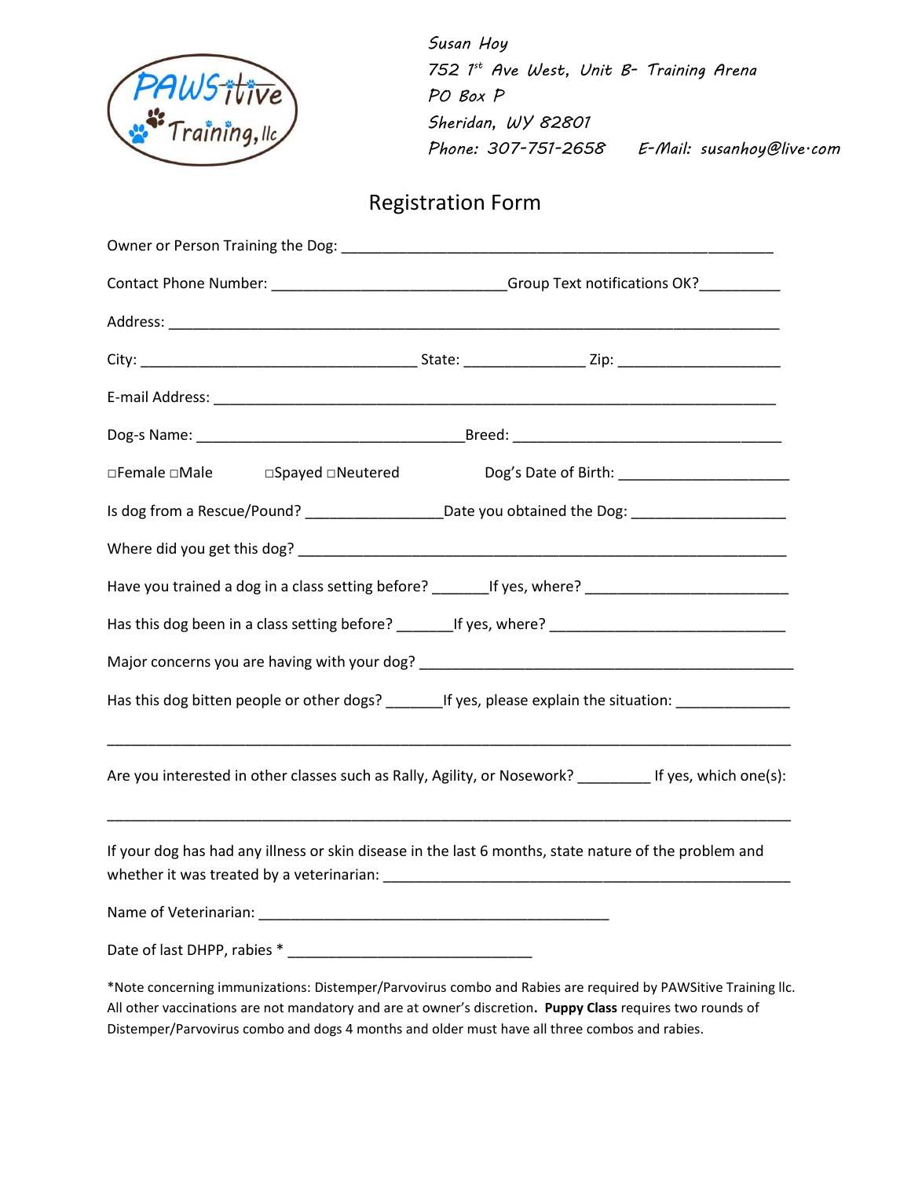Susan Hoy
752 1st Ave West, Unit B- Training Arena
PO Box P
Sheridan, WY 82801
Phone: 307-751-2658 E-Mail: susanhoy@live.com

# Registration Form

Owner or Person Training the Dog: ____________________________________________________

Contact Phone Number: ____________________________Group Text notifications OK?__________

Address: __________________________________________________________________________

City: _________________________________ State: ______________ Zip: ___________________

E-mail Address: ____________________________________________________________________

Dog-s Name: ________________________________Breed: ________________________________

□Female □Male □Spayed □Neutered Dog's Date of Birth: ____________________

Is dog from a Rescue/Pound? ________________Date you obtained the Dog: __________________

Where did you get this dog? __________________________________________________________

Have you trained a dog in a class setting before? _______If yes, where? ________________________

Has this dog been in a class setting before? _______If yes, where? ____________________________

Major concerns you are having with your dog? _____________________________________________

Has this dog bitten people or other dogs? _______If yes, please explain the situation: _____________

___________________________________________________________________________________

Are you interested in other classes such as Rally, Agility, or Nosework? _________ If yes, which one(s):

___________________________________________________________________________________

If your dog has had any illness or skin disease in the last 6 months, state nature of the problem and whether it was treated by a veterinarian: _________________________________________________

Name of Veterinarian: __________________________________________

Date of last DHPP, rabies * ______________________________

*Note concerning immunizations: Distemper/Parvovirus combo and Rabies are required by PAWSitive Training llc. All other vaccinations are not mandatory and are at owner's discretion. **Puppy Class** requires two rounds of Distemper/Parvovirus combo and dogs 4 months and older must have all three combos and rabies.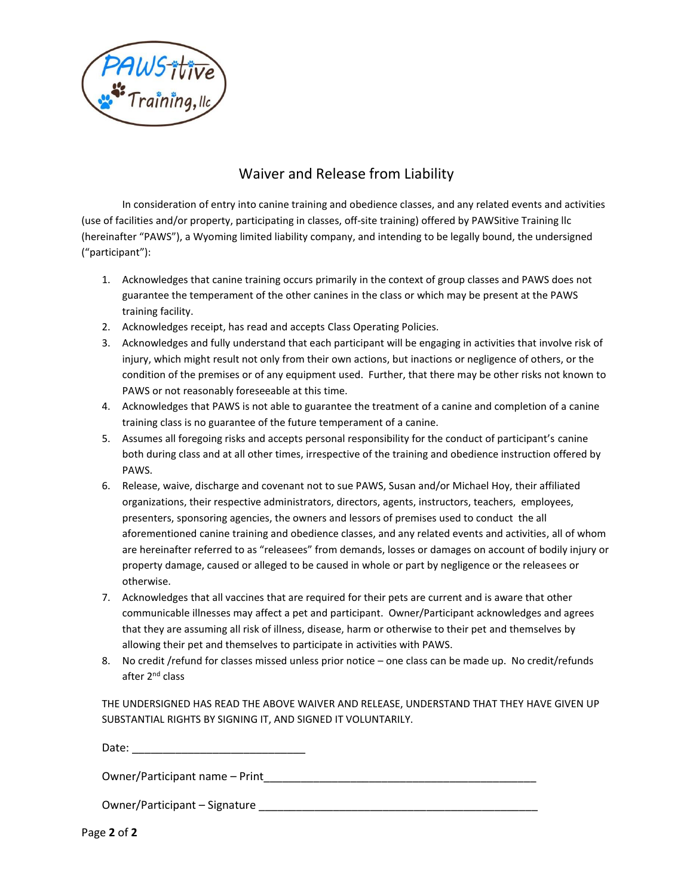# Waiver and Release from Liability

In consideration of entry into canine training and obedience classes, and any related events and activities (use of facilities and/or property, participating in classes, off-site training) offered by PAWSitive Training llc (hereinafter "PAWS"), a Wyoming limited liability company, and intending to be legally bound, the undersigned ("participant"):

1. Acknowledges that canine training occurs primarily in the context of group classes and PAWS does not guarantee the temperament of the other canines in the class or which may be present at the PAWS training facility.
2. Acknowledges receipt, has read and accepts Class Operating Policies.
3. Acknowledges and fully understand that each participant will be engaging in activities that involve risk of injury, which might result not only from their own actions, but inactions or negligence of others, or the condition of the premises or of any equipment used. Further, that there may be other risks not known to PAWS or not reasonably foreseeable at this time.
4. Acknowledges that PAWS is not able to guarantee the treatment of a canine and completion of a canine training class is no guarantee of the future temperament of a canine.
5. Assumes all foregoing risks and accepts personal responsibility for the conduct of participant's canine both during class and at all other times, irrespective of the training and obedience instruction offered by PAWS.
6. Release, waive, discharge and covenant not to sue PAWS, Susan and/or Michael Hoy, their affiliated organizations, their respective administrators, directors, agents, instructors, teachers, employees, presenters, sponsoring agencies, the owners and lessors of premises used to conduct the all aforementioned canine training and obedience classes, and any related events and activities, all of whom are hereinafter referred to as "releasees" from demands, losses or damages on account of bodily injury or property damage, caused or alleged to be caused in whole or part by negligence or the releasees or otherwise.
7. Acknowledges that all vaccines that are required for their pets are current and is aware that other communicable illnesses may affect a pet and participant. Owner/Participant acknowledges and agrees that they are assuming all risk of illness, disease, harm or otherwise to their pet and themselves by allowing their pet and themselves to participate in activities with PAWS.
8. No credit /refund for classes missed unless prior notice – one class can be made up. No credit/refunds after 2nd class

THE UNDERSIGNED HAS READ THE ABOVE WAIVER AND RELEASE, UNDERSTAND THAT THEY HAVE GIVEN UP SUBSTANTIAL RIGHTS BY SIGNING IT, AND SIGNED IT VOLUNTARILY.

Date: ___________________________

Owner/Participant name – Print_____________________________________________

Owner/Participant – Signature _____________________________________________